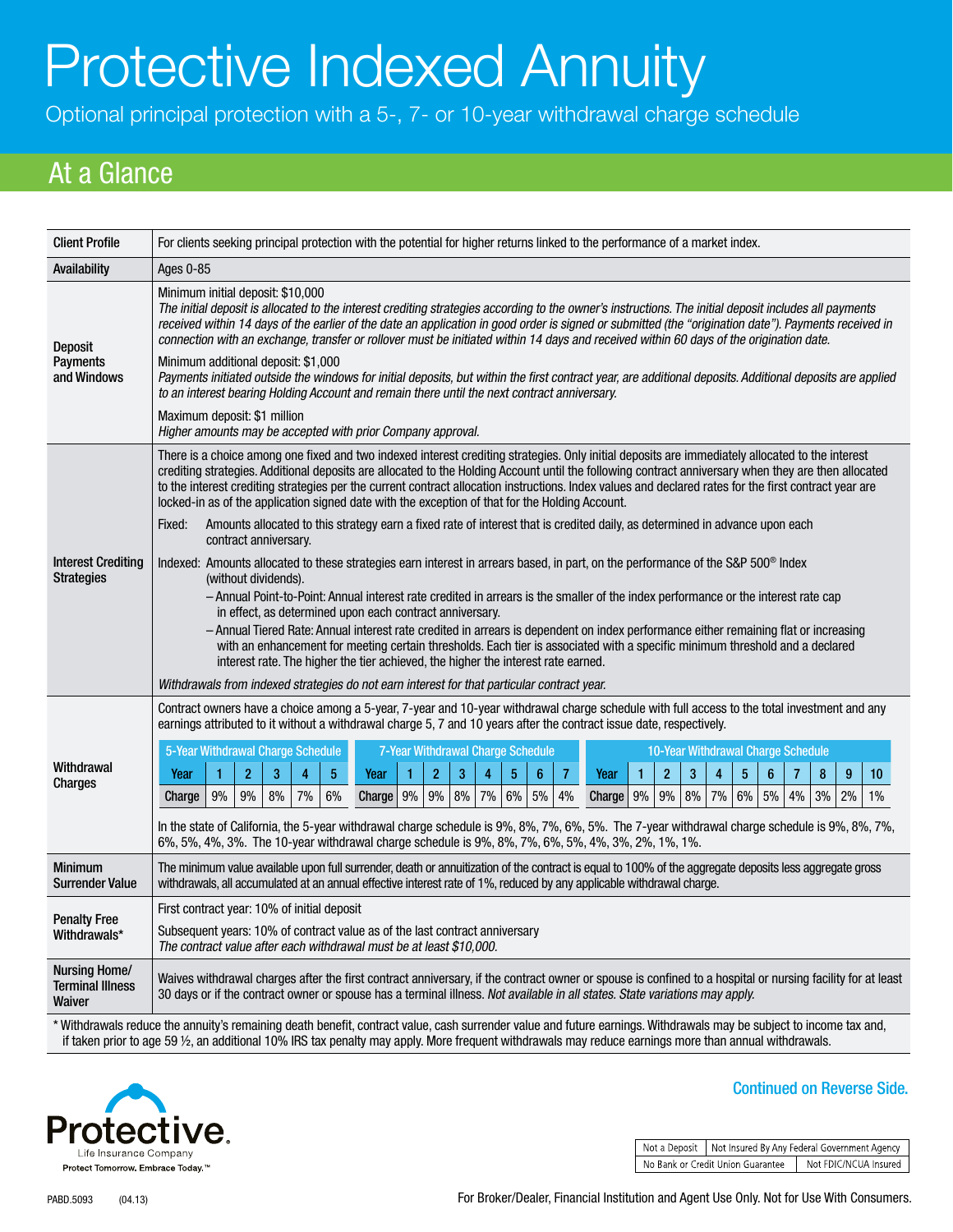# Protective Indexed Annuity

Optional principal protection with a 5-, 7- or 10-year withdrawal charge schedule

## At a Glance

| | |
|---|---|
| **Client Profile** | For clients seeking principal protection with the potential for higher returns linked to the performance of a market index. |
| **Availability** | Ages 0-85 |
| **Deposit Payments and Windows** | Minimum initial deposit: $10,000<br>*The initial deposit is allocated to the interest crediting strategies according to the owner's instructions. The initial deposit includes all payments received within 14 days of the earlier of the date an application in good order is signed or submitted (the "origination date"). Payments received in connection with an exchange, transfer or rollover must be initiated within 14 days and received within 60 days of the origination date.*<br><br>Minimum additional deposit: $1,000<br>*Payments initiated outside the windows for initial deposits, but within the first contract year, are additional deposits. Additional deposits are applied to an interest bearing Holding Account and remain there until the next contract anniversary.*<br><br>Maximum deposit: $1 million<br>*Higher amounts may be accepted with prior Company approval.* |
| **Interest Crediting Strategies** | There is a choice among one fixed and two indexed interest crediting strategies. Only initial deposits are immediately allocated to the interest crediting strategies. Additional deposits are allocated to the Holding Account until the following contract anniversary when they are then allocated to the interest crediting strategies per the current contract allocation instructions. Index values and declared rates for the first contract year are locked-in as of the application signed date with the exception of that for the Holding Account.<br><br>Fixed: Amounts allocated to this strategy earn a fixed rate of interest that is credited daily, as determined in advance upon each contract anniversary.<br><br>Indexed: Amounts allocated to these strategies earn interest in arrears based, in part, on the performance of the S&P 500® Index (without dividends).<br>– Annual Point-to-Point: Annual interest rate credited in arrears is the smaller of the index performance or the interest rate cap in effect, as determined upon each contract anniversary.<br>– Annual Tiered Rate: Annual interest rate credited in arrears is dependent on index performance either remaining flat or increasing with an enhancement for meeting certain thresholds. Each tier is associated with a specific minimum threshold and a declared interest rate. The higher the tier achieved, the higher the interest rate earned.<br><br>*Withdrawals from indexed strategies do not earn interest for that particular contract year.* |
| **Withdrawal Charges** | Contract owners have a choice among a 5-year, 7-year and 10-year withdrawal charge schedule with full access to the total investment and any earnings attributed to it without a withdrawal charge 5, 7 and 10 years after the contract issue date, respectively. |

**5-Year Withdrawal Charge Schedule**

| Year | 1 | 2 | 3 | 4 | 5 |
|---|---|---|---|---|---|
| Charge | 9% | 9% | 8% | 7% | 6% |

**7-Year Withdrawal Charge Schedule**

| Year | 1 | 2 | 3 | 4 | 5 | 6 | 7 |
|---|---|---|---|---|---|---|---|
| Charge | 9% | 9% | 8% | 7% | 6% | 5% | 4% |

**10-Year Withdrawal Charge Schedule**

| Year | 1 | 2 | 3 | 4 | 5 | 6 | 7 | 8 | 9 | 10 |
|---|---|---|---|---|---|---|---|---|---|---|
| Charge | 9% | 9% | 8% | 7% | 6% | 5% | 4% | 3% | 2% | 1% |

In the state of California, the 5-year withdrawal charge schedule is 9%, 8%, 7%, 6%, 5%. The 7-year withdrawal charge schedule is 9%, 8%, 7%, 6%, 5%, 4%, 3%. The 10-year withdrawal charge schedule is 9%, 8%, 7%, 6%, 5%, 4%, 3%, 2%, 1%, 1%.

| | |
|---|---|
| **Minimum Surrender Value** | The minimum value available upon full surrender, death or annuitization of the contract is equal to 100% of the aggregate deposits less aggregate gross withdrawals, all accumulated at an annual effective interest rate of 1%, reduced by any applicable withdrawal charge. |
| **Penalty Free Withdrawals*** | First contract year: 10% of initial deposit<br><br>Subsequent years: 10% of contract value as of the last contract anniversary<br>*The contract value after each withdrawal must be at least $10,000.* |
| **Nursing Home/ Terminal Illness Waiver** | Waives withdrawal charges after the first contract anniversary, if the contract owner or spouse is confined to a hospital or nursing facility for at least 30 days or if the contract owner or spouse has a terminal illness. *Not available in all states. State variations may apply.* |

\* Withdrawals reduce the annuity's remaining death benefit, contract value, cash surrender value and future earnings. Withdrawals may be subject to income tax and, if taken prior to age 59 ½, an additional 10% IRS tax penalty may apply. More frequent withdrawals may reduce earnings more than annual withdrawals.

**Continued on Reverse Side.**

Protective Life Insurance Company
Protect Tomorrow. Embrace Today.™

| Not a Deposit | Not Insured By Any Federal Government Agency |
|---|---|
| No Bank or Credit Union Guarantee | Not FDIC/NCUA Insured |

PABD.5093 (04.13)

For Broker/Dealer, Financial Institution and Agent Use Only. Not for Use With Consumers.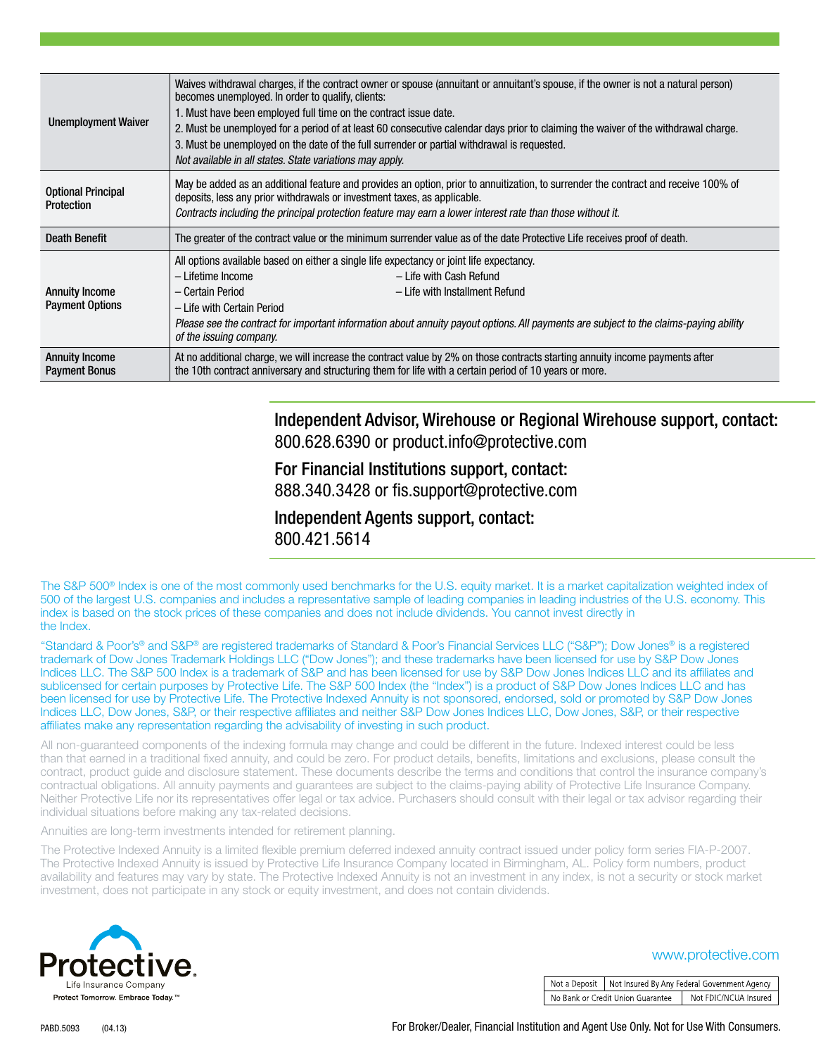| | |
|---|---|
| **Unemployment Waiver** | Waives withdrawal charges, if the contract owner or spouse (annuitant or annuitant's spouse, if the owner is not a natural person) becomes unemployed. In order to qualify, clients:<br>1. Must have been employed full time on the contract issue date.<br>2. Must be unemployed for a period of at least 60 consecutive calendar days prior to claiming the waiver of the withdrawal charge.<br>3. Must be unemployed on the date of the full surrender or partial withdrawal is requested.<br>*Not available in all states. State variations may apply.* |
| **Optional Principal Protection** | May be added as an additional feature and provides an option, prior to annuitization, to surrender the contract and receive 100% of deposits, less any prior withdrawals or investment taxes, as applicable.<br>*Contracts including the principal protection feature may earn a lower interest rate than those without it.* |
| **Death Benefit** | The greater of the contract value or the minimum surrender value as of the date Protective Life receives proof of death. |
| **Annuity Income Payment Options** | All options available based on either a single life expectancy or joint life expectancy.<br>– Lifetime Income<br>– Life with Cash Refund<br>– Certain Period<br>– Life with Installment Refund<br>– Life with Certain Period<br>*Please see the contract for important information about annuity payout options. All payments are subject to the claims-paying ability of the issuing company.* |
| **Annuity Income Payment Bonus** | At no additional charge, we will increase the contract value by 2% on those contracts starting annuity income payments after the 10th contract anniversary and structuring them for life with a certain period of 10 years or more. |

**Independent Advisor, Wirehouse or Regional Wirehouse support, contact:**
800.628.6390 or product.info@protective.com

**For Financial Institutions support, contact:**
888.340.3428 or fis.support@protective.com

**Independent Agents support, contact:**
800.421.5614

The S&P 500® Index is one of the most commonly used benchmarks for the U.S. equity market. It is a market capitalization weighted index of 500 of the largest U.S. companies and includes a representative sample of leading companies in leading industries of the U.S. economy. This index is based on the stock prices of these companies and does not include dividends. You cannot invest directly in the Index.

"Standard & Poor's® and S&P® are registered trademarks of Standard & Poor's Financial Services LLC ("S&P"); Dow Jones® is a registered trademark of Dow Jones Trademark Holdings LLC ("Dow Jones"); and these trademarks have been licensed for use by S&P Dow Jones Indices LLC. The S&P 500 Index is a trademark of S&P and has been licensed for use by S&P Dow Jones Indices LLC and its affiliates and sublicensed for certain purposes by Protective Life. The S&P 500 Index (the "Index") is a product of S&P Dow Jones Indices LLC and has been licensed for use by Protective Life. The Protective Indexed Annuity is not sponsored, endorsed, sold or promoted by S&P Dow Jones Indices LLC, Dow Jones, S&P, or their respective affiliates and neither S&P Dow Jones Indices LLC, Dow Jones, S&P, or their respective affiliates make any representation regarding the advisability of investing in such product.

All non-guaranteed components of the indexing formula may change and could be different in the future. Indexed interest could be less than that earned in a traditional fixed annuity, and could be zero. For product details, benefits, limitations and exclusions, please consult the contract, product guide and disclosure statement. These documents describe the terms and conditions that control the insurance company's contractual obligations. All annuity payments and guarantees are subject to the claims-paying ability of Protective Life Insurance Company. Neither Protective Life nor its representatives offer legal or tax advice. Purchasers should consult with their legal or tax advisor regarding their individual situations before making any tax-related decisions.

Annuities are long-term investments intended for retirement planning.

The Protective Indexed Annuity is a limited flexible premium deferred indexed annuity contract issued under policy form series FIA-P-2007. The Protective Indexed Annuity is issued by Protective Life Insurance Company located in Birmingham, AL. Policy form numbers, product availability and features may vary by state. The Protective Indexed Annuity is not an investment in any index, is not a security or stock market investment, does not participate in any stock or equity investment, and does not contain dividends.

Protective. Life Insurance Company
Protect Tomorrow. Embrace Today.™

www.protective.com

| | |
|---|---|
| Not a Deposit | Not Insured By Any Federal Government Agency |
| No Bank or Credit Union Guarantee | Not FDIC/NCUA Insured |

PABD.5093 (04.13)

For Broker/Dealer, Financial Institution and Agent Use Only. Not for Use With Consumers.